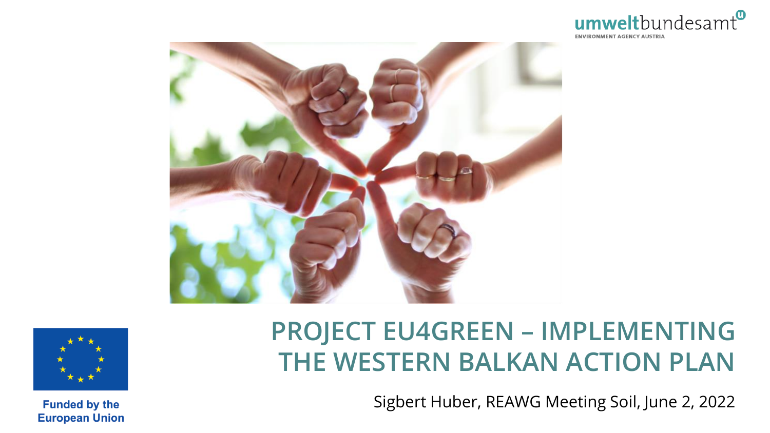umweltbundesamt
ENVIRONMENT AGENCY AUSTRIA

# PROJECT EU4GREEN – IMPLEMENTING THE WESTERN BALKAN ACTION PLAN

Sigbert Huber, REAWG Meeting Soil, June 2, 2022

Funded by the European Union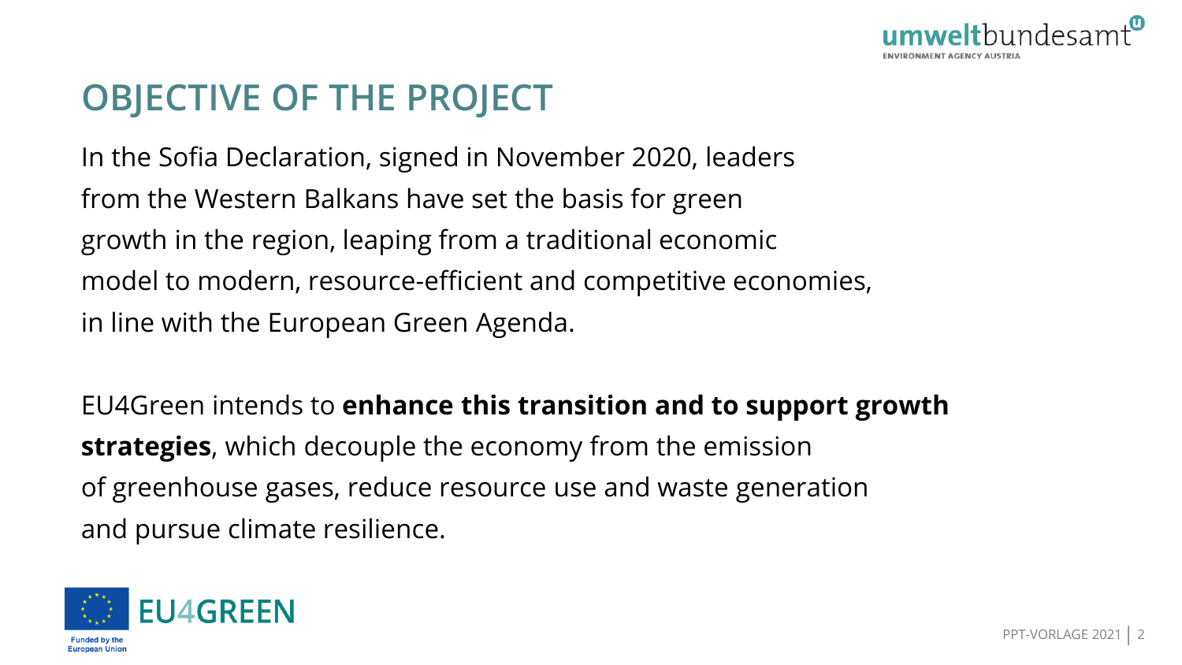# OBJECTIVE OF THE PROJECT

In the Sofia Declaration, signed in November 2020, leaders from the Western Balkans have set the basis for green growth in the region, leaping from a traditional economic model to modern, resource-efficient and competitive economies, in line with the European Green Agenda.

EU4Green intends to **enhance this transition and to support growth strategies**, which decouple the economy from the emission of greenhouse gases, reduce resource use and waste generation and pursue climate resilience.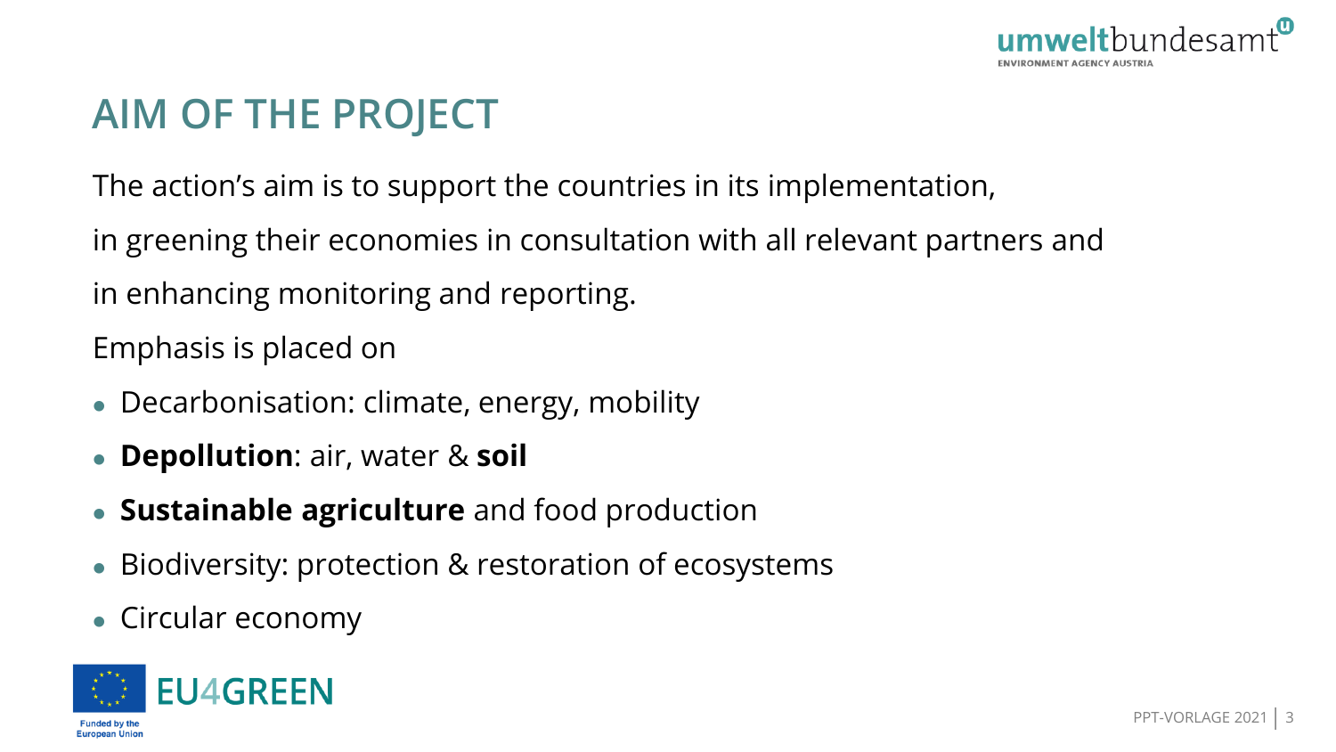# AIM OF THE PROJECT

The action's aim is to support the countries in its implementation,

in greening their economies in consultation with all relevant partners and

in enhancing monitoring and reporting.

Emphasis is placed on

- Decarbonisation: climate, energy, mobility
- **Depollution**: air, water & **soil**
- **Sustainable agriculture** and food production
- Biodiversity: protection & restoration of ecosystems
- Circular economy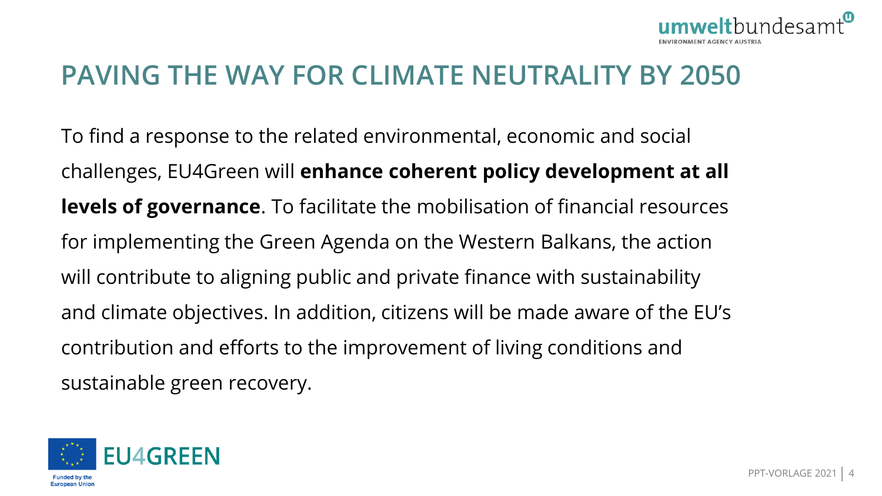# PAVING THE WAY FOR CLIMATE NEUTRALITY BY 2050

To find a response to the related environmental, economic and social challenges, EU4Green will **enhance coherent policy development at all levels of governance**. To facilitate the mobilisation of financial resources for implementing the Green Agenda on the Western Balkans, the action will contribute to aligning public and private finance with sustainability and climate objectives. In addition, citizens will be made aware of the EU's contribution and efforts to the improvement of living conditions and sustainable green recovery.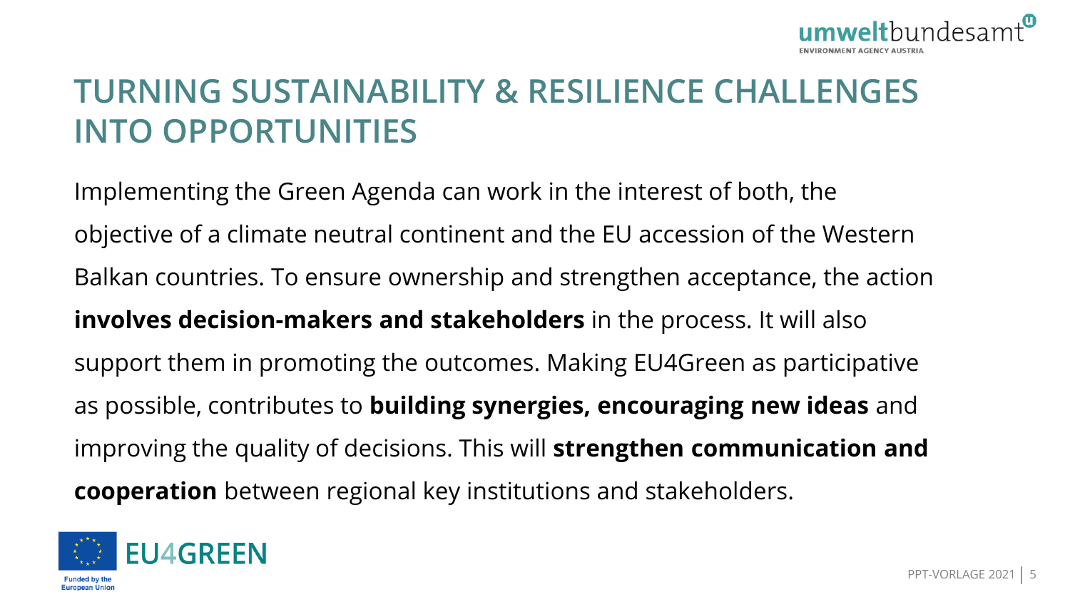# TURNING SUSTAINABILITY & RESILIENCE CHALLENGES INTO OPPORTUNITIES

Implementing the Green Agenda can work in the interest of both, the objective of a climate neutral continent and the EU accession of the Western Balkan countries. To ensure ownership and strengthen acceptance, the action **involves decision-makers and stakeholders** in the process. It will also support them in promoting the outcomes. Making EU4Green as participative as possible, contributes to **building synergies, encouraging new ideas** and improving the quality of decisions. This will **strengthen communication and cooperation** between regional key institutions and stakeholders.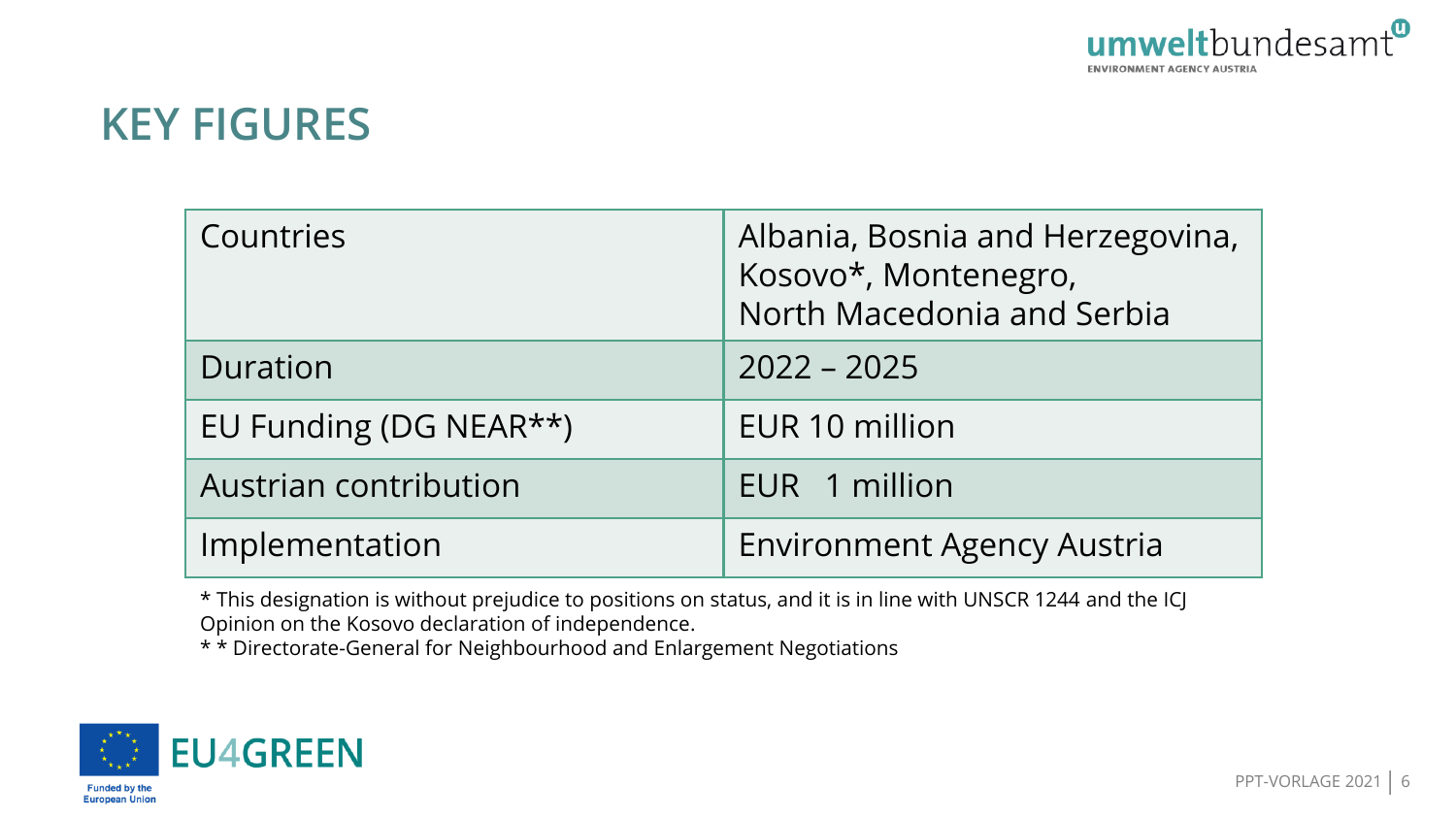# KEY FIGURES

| Countries | Albania, Bosnia and Herzegovina, Kosovo*, Montenegro, North Macedonia and Serbia |
|---|---|
| Duration | 2022 – 2025 |
| EU Funding (DG NEAR**) | EUR 10 million |
| Austrian contribution | EUR 1 million |
| Implementation | Environment Agency Austria |

* This designation is without prejudice to positions on status, and it is in line with UNSCR 1244 and the ICJ Opinion on the Kosovo declaration of independence.
* * Directorate-General for Neighbourhood and Enlargement Negotiations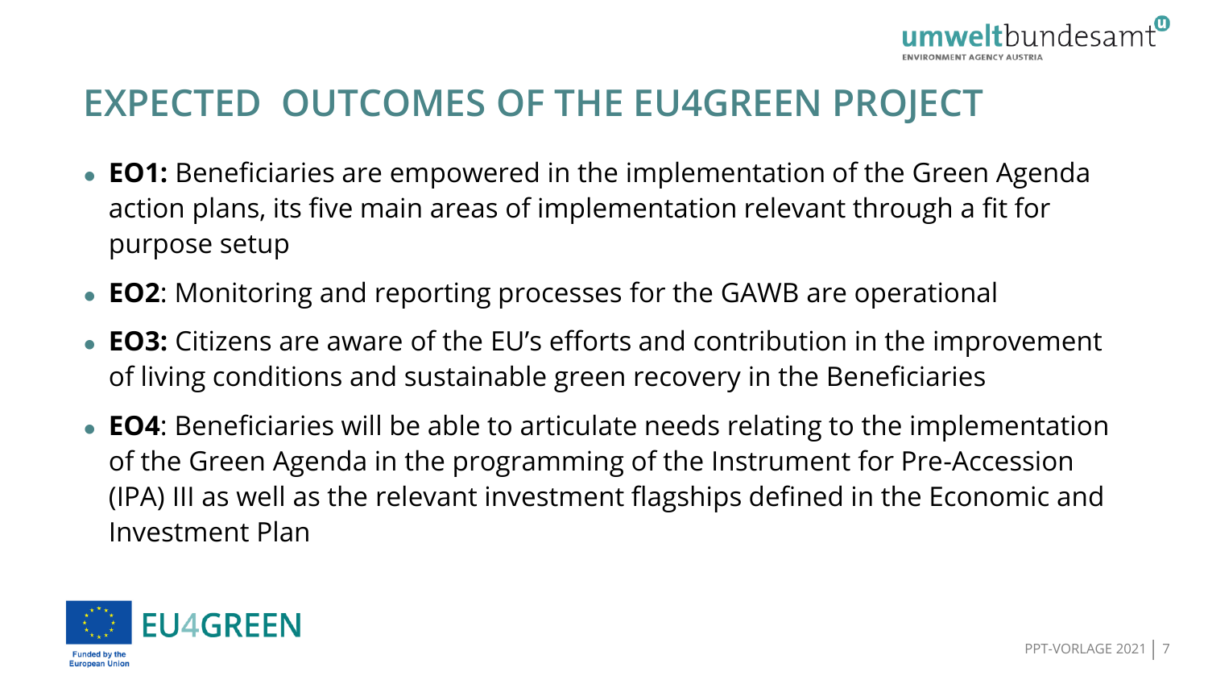# EXPECTED OUTCOMES OF THE EU4GREEN PROJECT

- **EO1:** Beneficiaries are empowered in the implementation of the Green Agenda action plans, its five main areas of implementation relevant through a fit for purpose setup
- **EO2**: Monitoring and reporting processes for the GAWB are operational
- **EO3:** Citizens are aware of the EU's efforts and contribution in the improvement of living conditions and sustainable green recovery in the Beneficiaries
- **EO4**: Beneficiaries will be able to articulate needs relating to the implementation of the Green Agenda in the programming of the Instrument for Pre-Accession (IPA) III as well as the relevant investment flagships defined in the Economic and Investment Plan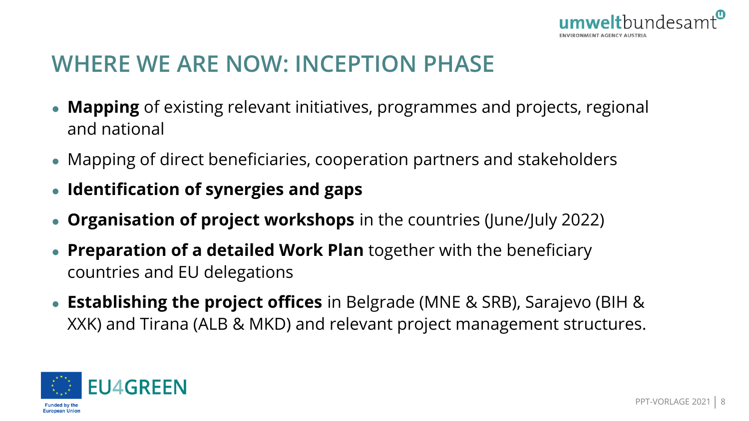# WHERE WE ARE NOW: INCEPTION PHASE

- **Mapping** of existing relevant initiatives, programmes and projects, regional and national
- Mapping of direct beneficiaries, cooperation partners and stakeholders
- **Identification of synergies and gaps**
- **Organisation of project workshops** in the countries (June/July 2022)
- **Preparation of a detailed Work Plan** together with the beneficiary countries and EU delegations
- **Establishing the project offices** in Belgrade (MNE & SRB), Sarajevo (BIH & XXK) and Tirana (ALB & MKD) and relevant project management structures.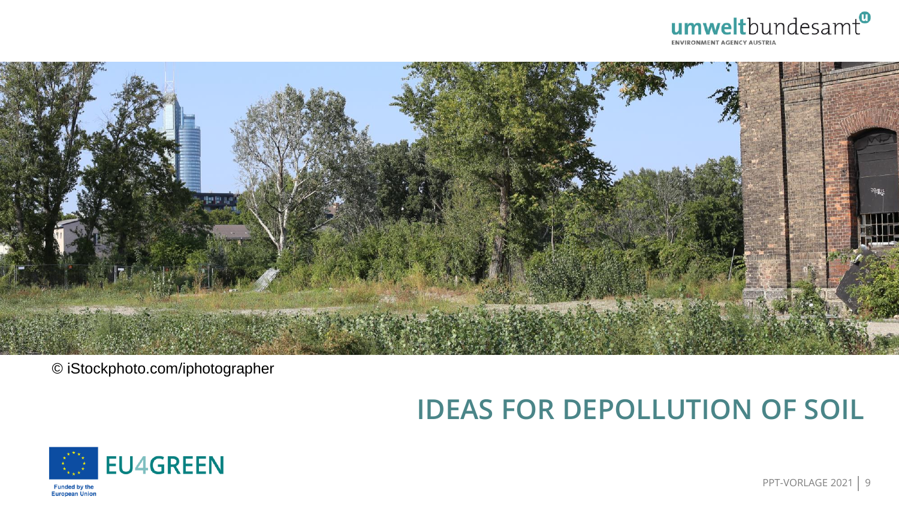© iStockphoto.com/iphotographer

# IDEAS FOR DEPOLLUTION OF SOIL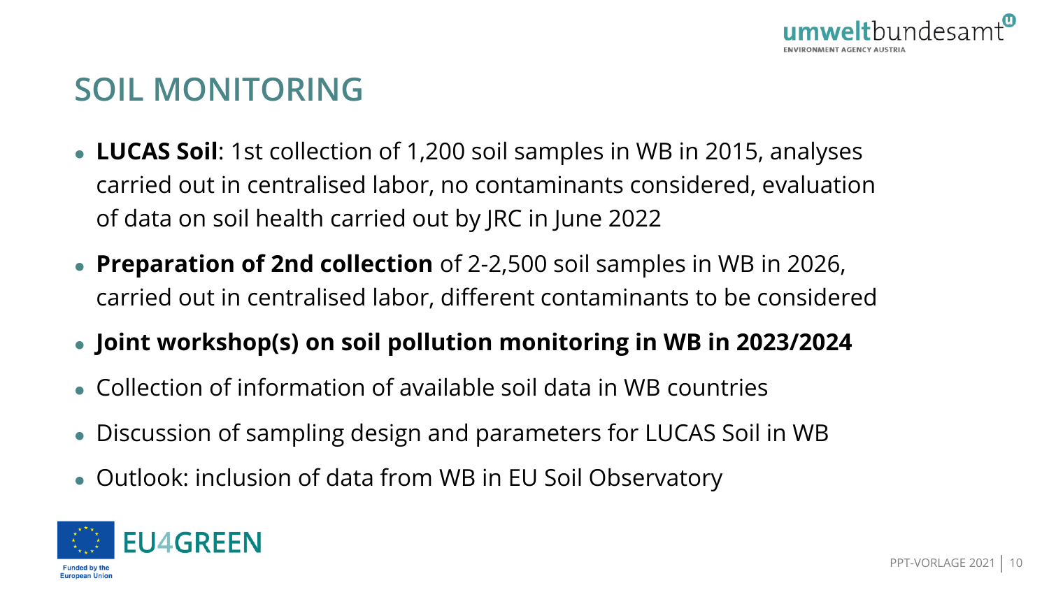# SOIL MONITORING

- **LUCAS Soil**: 1st collection of 1,200 soil samples in WB in 2015, analyses carried out in centralised labor, no contaminants considered, evaluation of data on soil health carried out by JRC in June 2022
- **Preparation of 2nd collection** of 2-2,500 soil samples in WB in 2026, carried out in centralised labor, different contaminants to be considered
- **Joint workshop(s) on soil pollution monitoring in WB in 2023/2024**
- Collection of information of available soil data in WB countries
- Discussion of sampling design and parameters for LUCAS Soil in WB
- Outlook: inclusion of data from WB in EU Soil Observatory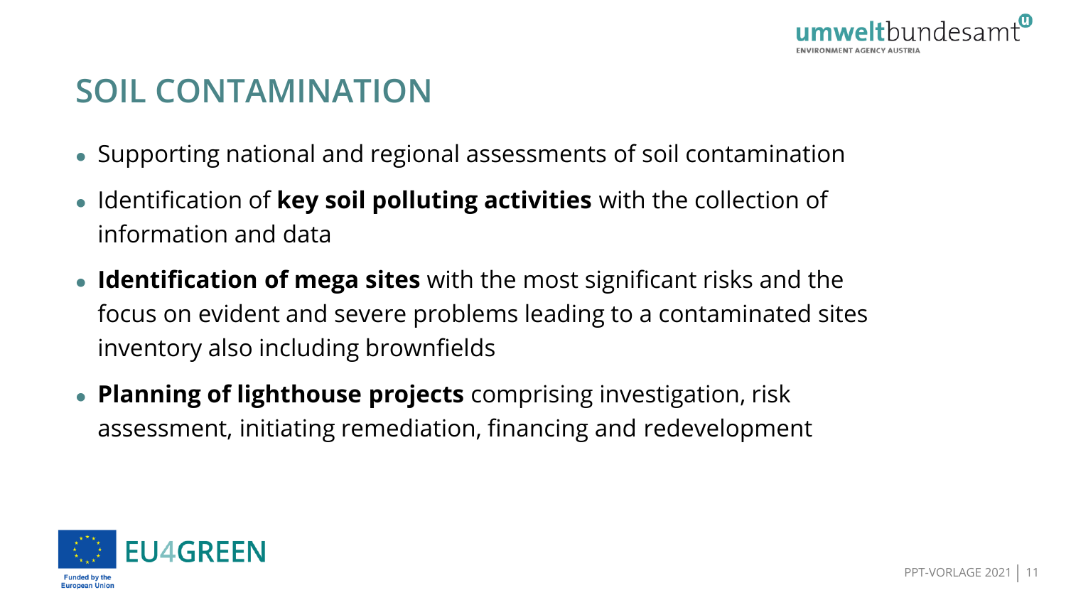# SOIL CONTAMINATION

- Supporting national and regional assessments of soil contamination
- Identification of **key soil polluting activities** with the collection of information and data
- **Identification of mega sites** with the most significant risks and the focus on evident and severe problems leading to a contaminated sites inventory also including brownfields
- **Planning of lighthouse projects** comprising investigation, risk assessment, initiating remediation, financing and redevelopment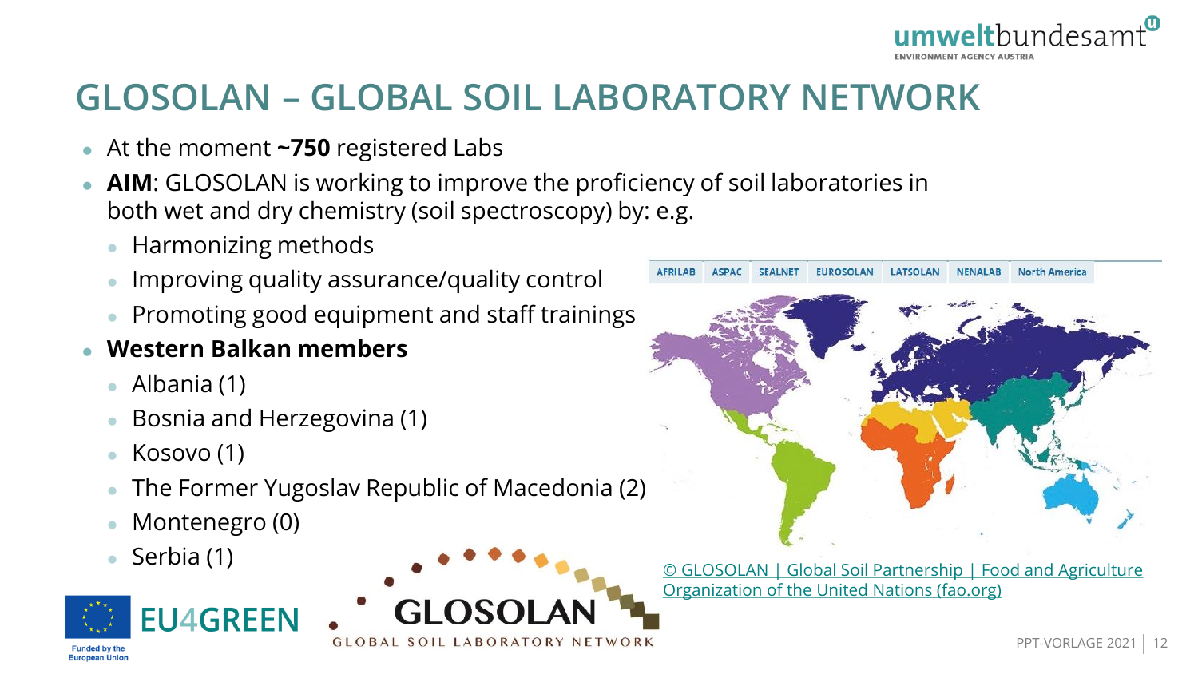# GLOSOLAN – GLOBAL SOIL LABORATORY NETWORK

- At the moment **~750** registered Labs
- **AIM**: GLOSOLAN is working to improve the proficiency of soil laboratories in both wet and dry chemistry (soil spectroscopy) by: e.g.
  - Harmonizing methods
  - Improving quality assurance/quality control
  - Promoting good equipment and staff trainings
- **Western Balkan members**
  - Albania (1)
  - Bosnia and Herzegovina (1)
  - Kosovo (1)
  - The Former Yugoslav Republic of Macedonia (2)
  - Montenegro (0)
  - Serbia (1)

AFRILAB | ASPAC | SEALNET | EUROSOLAN | LATSOLAN | NENALAB | North America

© GLOSOLAN | Global Soil Partnership | Food and Agriculture Organization of the United Nations (fao.org)

EU4GREEN

Funded by the European Union

GLOSOLAN GLOBAL SOIL LABORATORY NETWORK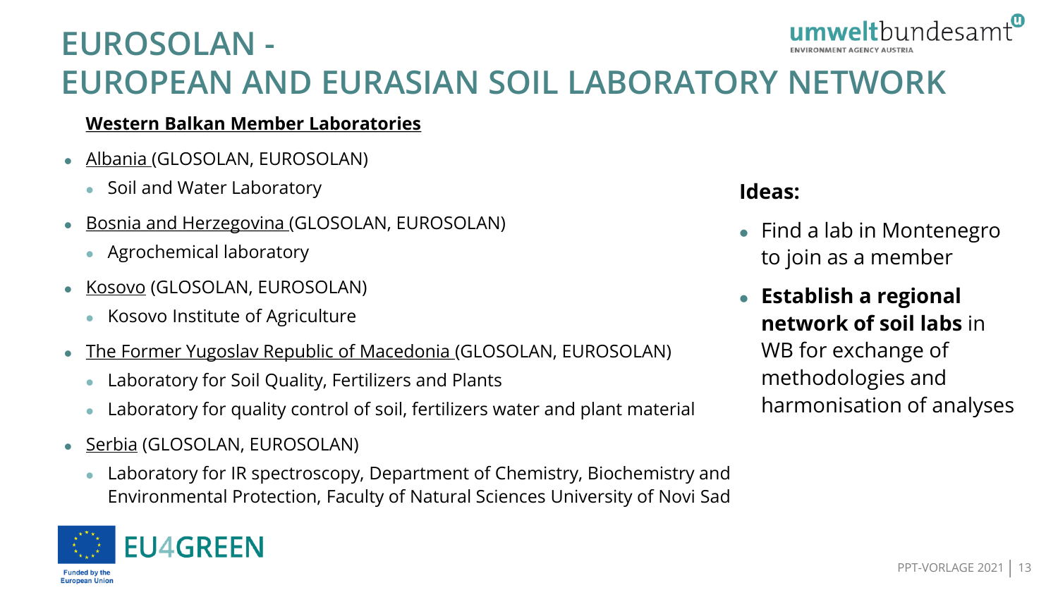# EUROSOLAN - EUROPEAN AND EURASIAN SOIL LABORATORY NETWORK

**Western Balkan Member Laboratories**

- Albania (GLOSOLAN, EUROSOLAN)
  - Soil and Water Laboratory
- Bosnia and Herzegovina (GLOSOLAN, EUROSOLAN)
  - Agrochemical laboratory
- Kosovo (GLOSOLAN, EUROSOLAN)
  - Kosovo Institute of Agriculture
- The Former Yugoslav Republic of Macedonia (GLOSOLAN, EUROSOLAN)
  - Laboratory for Soil Quality, Fertilizers and Plants
  - Laboratory for quality control of soil, fertilizers water and plant material
- Serbia (GLOSOLAN, EUROSOLAN)
  - Laboratory for IR spectroscopy, Department of Chemistry, Biochemistry and Environmental Protection, Faculty of Natural Sciences University of Novi Sad

**Ideas:**

- Find a lab in Montenegro to join as a member
- **Establish a regional network of soil labs** in WB for exchange of methodologies and harmonisation of analyses

EU4GREEN

Funded by the European Union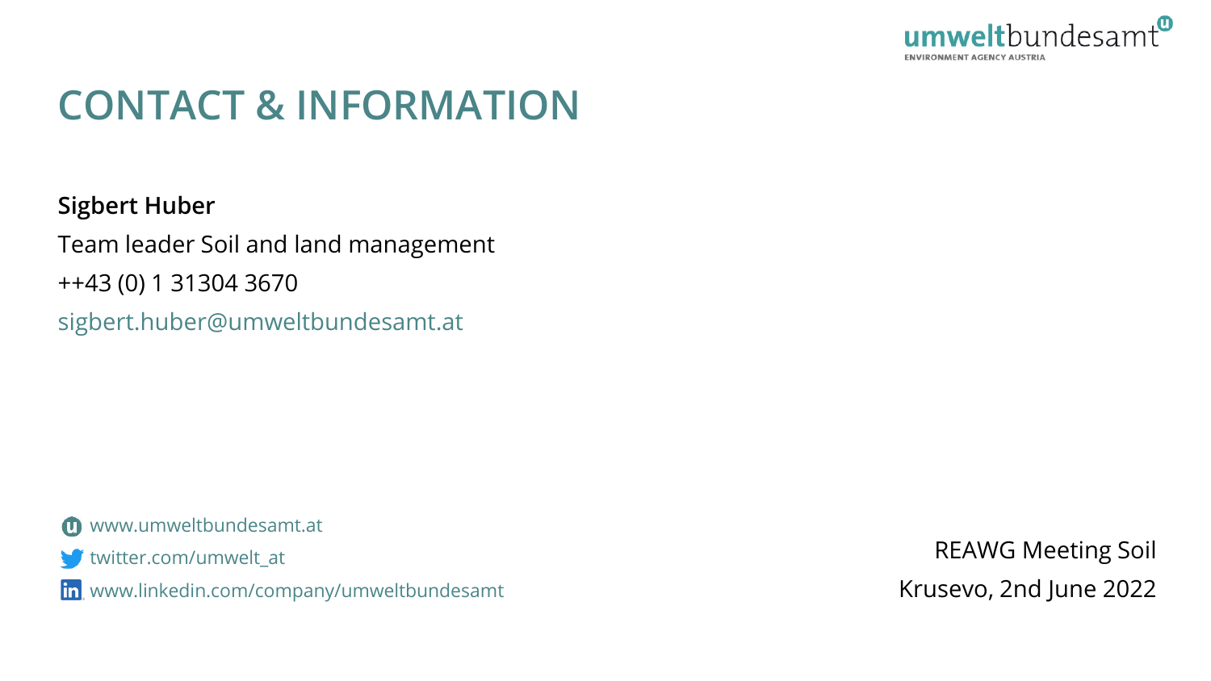# CONTACT & INFORMATION

**Sigbert Huber**

Team leader Soil and land management

++43 (0) 1 31304 3670

sigbert.huber@umweltbundesamt.at

www.umweltbundesamt.at

twitter.com/umwelt_at

www.linkedin.com/company/umweltbundesamt

REAWG Meeting Soil

Krusevo, 2nd June 2022